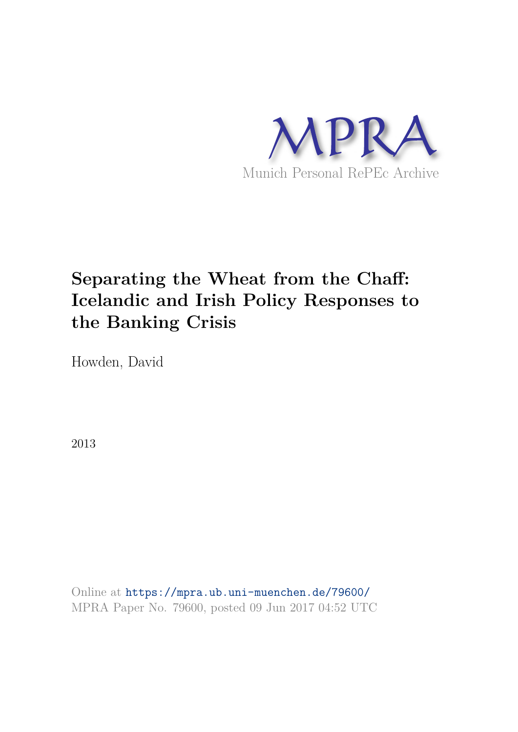MPRA

Munich Personal RePEc Archive

# Separating the Wheat from the Chaff: Icelandic and Irish Policy Responses to the Banking Crisis

Howden, David

2013

Online at https://mpra.ub.uni-muenchen.de/79600/
MPRA Paper No. 79600, posted 09 Jun 2017 04:52 UTC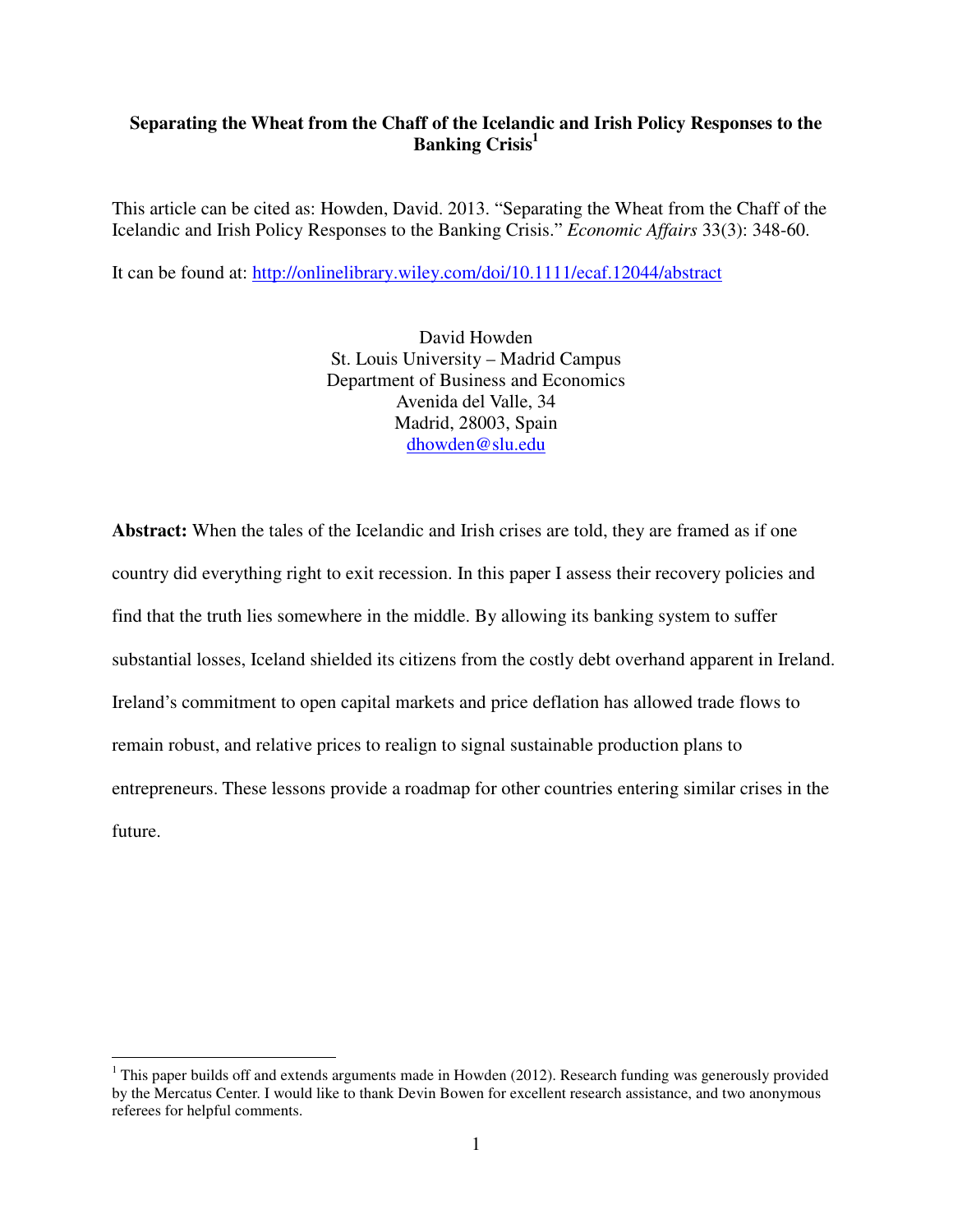**Separating the Wheat from the Chaff of the Icelandic and Irish Policy Responses to the Banking Crisis**[1]

This article can be cited as: Howden, David. 2013. "Separating the Wheat from the Chaff of the Icelandic and Irish Policy Responses to the Banking Crisis." *Economic Affairs* 33(3): 348-60.

It can be found at: http://onlinelibrary.wiley.com/doi/10.1111/ecaf.12044/abstract

David Howden
St. Louis University – Madrid Campus
Department of Business and Economics
Avenida del Valle, 34
Madrid, 28003, Spain
dhowden@slu.edu

**Abstract:** When the tales of the Icelandic and Irish crises are told, they are framed as if one country did everything right to exit recession. In this paper I assess their recovery policies and find that the truth lies somewhere in the middle. By allowing its banking system to suffer substantial losses, Iceland shielded its citizens from the costly debt overhand apparent in Ireland. Ireland's commitment to open capital markets and price deflation has allowed trade flows to remain robust, and relative prices to realign to signal sustainable production plans to entrepreneurs. These lessons provide a roadmap for other countries entering similar crises in the future.

---

[1] This paper builds off and extends arguments made in Howden (2012). Research funding was generously provided by the Mercatus Center. I would like to thank Devin Bowen for excellent research assistance, and two anonymous referees for helpful comments.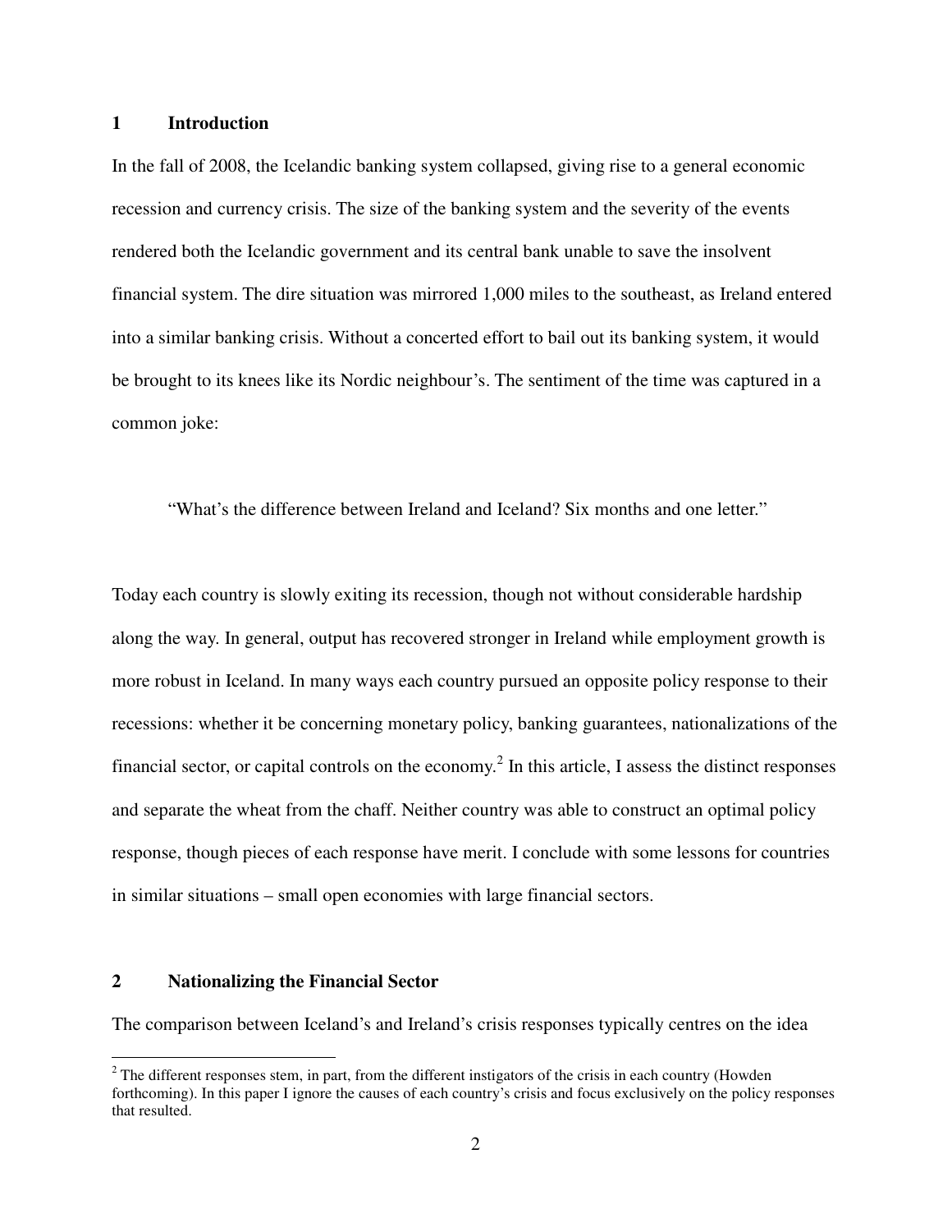## 1 Introduction

In the fall of 2008, the Icelandic banking system collapsed, giving rise to a general economic recession and currency crisis. The size of the banking system and the severity of the events rendered both the Icelandic government and its central bank unable to save the insolvent financial system. The dire situation was mirrored 1,000 miles to the southeast, as Ireland entered into a similar banking crisis. Without a concerted effort to bail out its banking system, it would be brought to its knees like its Nordic neighbour's. The sentiment of the time was captured in a common joke:

> "What's the difference between Ireland and Iceland? Six months and one letter."

Today each country is slowly exiting its recession, though not without considerable hardship along the way. In general, output has recovered stronger in Ireland while employment growth is more robust in Iceland. In many ways each country pursued an opposite policy response to their recessions: whether it be concerning monetary policy, banking guarantees, nationalizations of the financial sector, or capital controls on the economy.[2] In this article, I assess the distinct responses and separate the wheat from the chaff. Neither country was able to construct an optimal policy response, though pieces of each response have merit. I conclude with some lessons for countries in similar situations – small open economies with large financial sectors.

## 2 Nationalizing the Financial Sector

The comparison between Iceland's and Ireland's crisis responses typically centres on the idea

[2] The different responses stem, in part, from the different instigators of the crisis in each country (Howden forthcoming). In this paper I ignore the causes of each country's crisis and focus exclusively on the policy responses that resulted.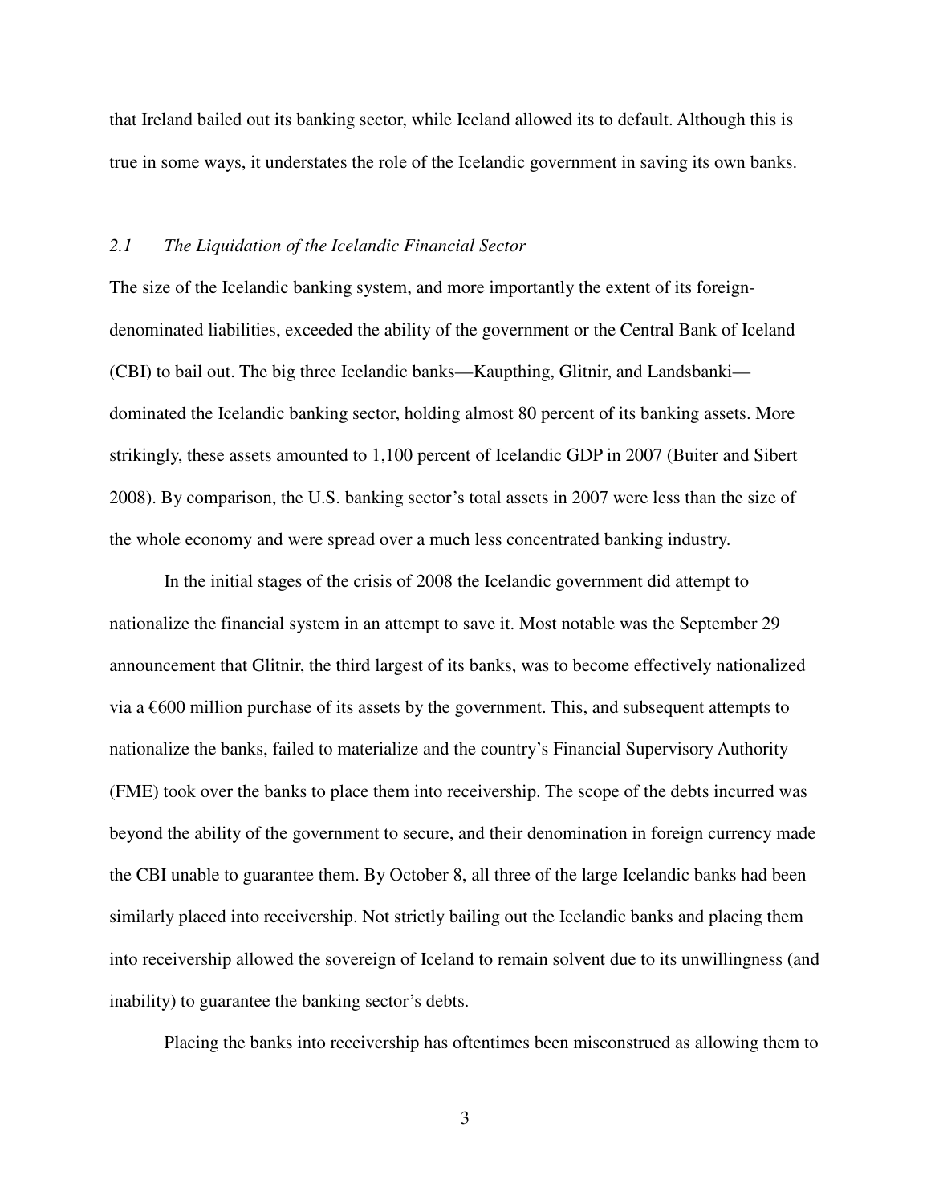that Ireland bailed out its banking sector, while Iceland allowed its to default. Although this is true in some ways, it understates the role of the Icelandic government in saving its own banks.

### *2.1 The Liquidation of the Icelandic Financial Sector*

The size of the Icelandic banking system, and more importantly the extent of its foreign-denominated liabilities, exceeded the ability of the government or the Central Bank of Iceland (CBI) to bail out. The big three Icelandic banks—Kaupthing, Glitnir, and Landsbanki—dominated the Icelandic banking sector, holding almost 80 percent of its banking assets. More strikingly, these assets amounted to 1,100 percent of Icelandic GDP in 2007 (Buiter and Sibert 2008). By comparison, the U.S. banking sector's total assets in 2007 were less than the size of the whole economy and were spread over a much less concentrated banking industry.

In the initial stages of the crisis of 2008 the Icelandic government did attempt to nationalize the financial system in an attempt to save it. Most notable was the September 29 announcement that Glitnir, the third largest of its banks, was to become effectively nationalized via a €600 million purchase of its assets by the government. This, and subsequent attempts to nationalize the banks, failed to materialize and the country's Financial Supervisory Authority (FME) took over the banks to place them into receivership. The scope of the debts incurred was beyond the ability of the government to secure, and their denomination in foreign currency made the CBI unable to guarantee them. By October 8, all three of the large Icelandic banks had been similarly placed into receivership. Not strictly bailing out the Icelandic banks and placing them into receivership allowed the sovereign of Iceland to remain solvent due to its unwillingness (and inability) to guarantee the banking sector's debts.

Placing the banks into receivership has oftentimes been misconstrued as allowing them to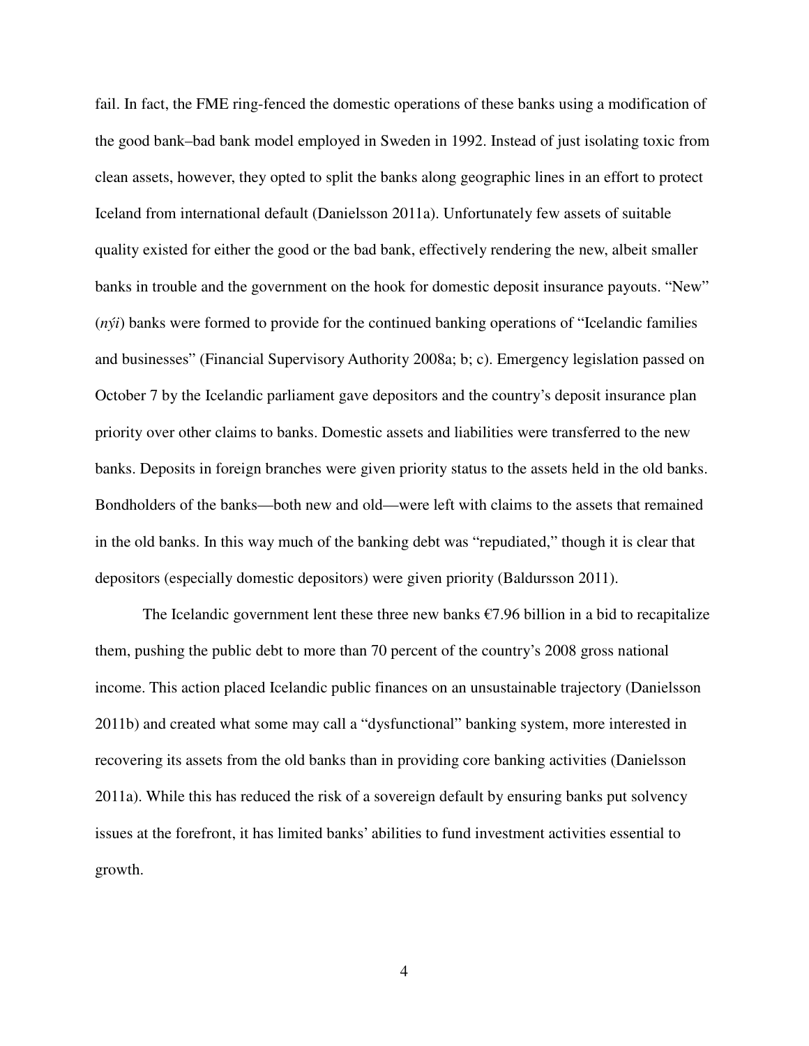fail. In fact, the FME ring-fenced the domestic operations of these banks using a modification of the good bank–bad bank model employed in Sweden in 1992. Instead of just isolating toxic from clean assets, however, they opted to split the banks along geographic lines in an effort to protect Iceland from international default (Danielsson 2011a). Unfortunately few assets of suitable quality existed for either the good or the bad bank, effectively rendering the new, albeit smaller banks in trouble and the government on the hook for domestic deposit insurance payouts. “New” (*nýi*) banks were formed to provide for the continued banking operations of “Icelandic families and businesses” (Financial Supervisory Authority 2008a; b; c). Emergency legislation passed on October 7 by the Icelandic parliament gave depositors and the country’s deposit insurance plan priority over other claims to banks. Domestic assets and liabilities were transferred to the new banks. Deposits in foreign branches were given priority status to the assets held in the old banks. Bondholders of the banks—both new and old—were left with claims to the assets that remained in the old banks. In this way much of the banking debt was “repudiated,” though it is clear that depositors (especially domestic depositors) were given priority (Baldursson 2011).

The Icelandic government lent these three new banks €7.96 billion in a bid to recapitalize them, pushing the public debt to more than 70 percent of the country’s 2008 gross national income. This action placed Icelandic public finances on an unsustainable trajectory (Danielsson 2011b) and created what some may call a “dysfunctional” banking system, more interested in recovering its assets from the old banks than in providing core banking activities (Danielsson 2011a). While this has reduced the risk of a sovereign default by ensuring banks put solvency issues at the forefront, it has limited banks’ abilities to fund investment activities essential to growth.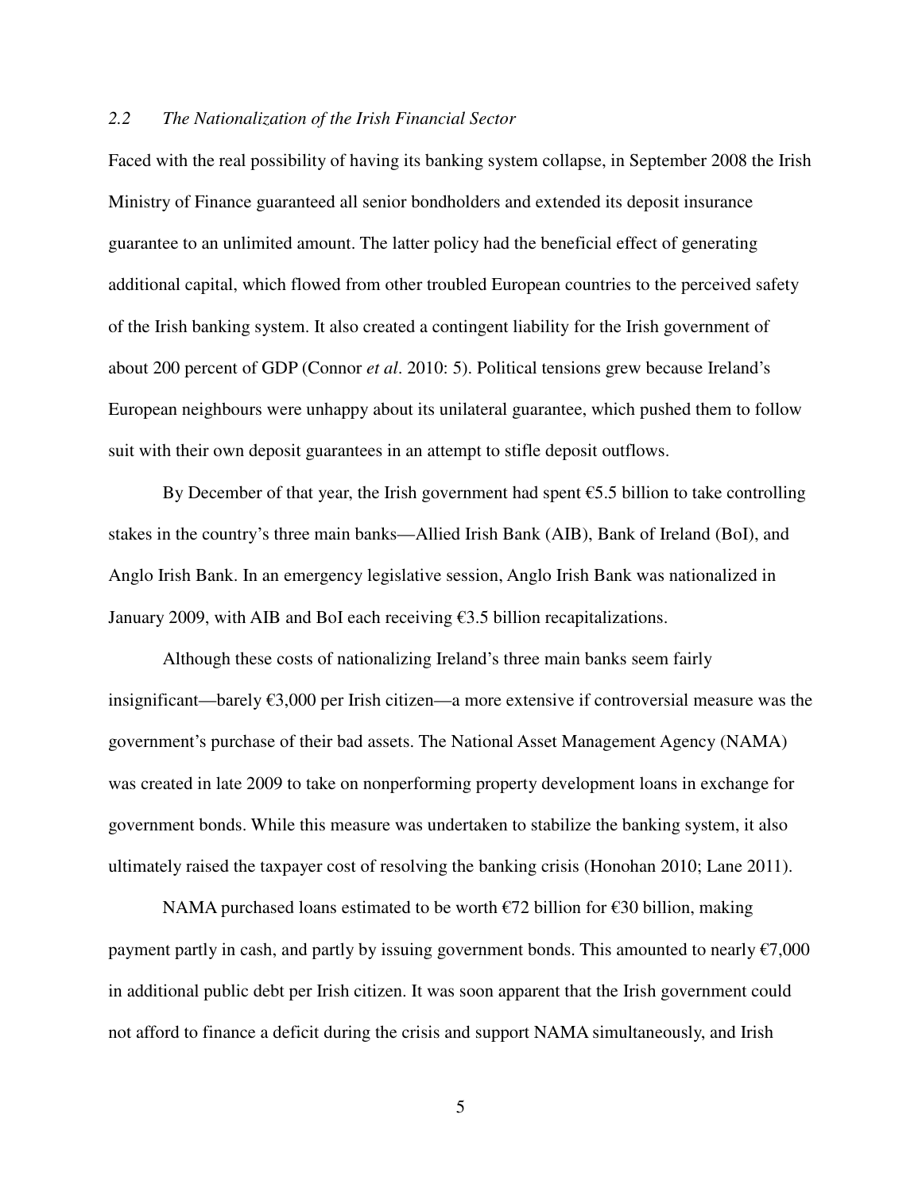### 2.2 *The Nationalization of the Irish Financial Sector*

Faced with the real possibility of having its banking system collapse, in September 2008 the Irish Ministry of Finance guaranteed all senior bondholders and extended its deposit insurance guarantee to an unlimited amount. The latter policy had the beneficial effect of generating additional capital, which flowed from other troubled European countries to the perceived safety of the Irish banking system. It also created a contingent liability for the Irish government of about 200 percent of GDP (Connor *et al*. 2010: 5). Political tensions grew because Ireland's European neighbours were unhappy about its unilateral guarantee, which pushed them to follow suit with their own deposit guarantees in an attempt to stifle deposit outflows.

By December of that year, the Irish government had spent €5.5 billion to take controlling stakes in the country's three main banks—Allied Irish Bank (AIB), Bank of Ireland (BoI), and Anglo Irish Bank. In an emergency legislative session, Anglo Irish Bank was nationalized in January 2009, with AIB and BoI each receiving €3.5 billion recapitalizations.

Although these costs of nationalizing Ireland's three main banks seem fairly insignificant—barely €3,000 per Irish citizen—a more extensive if controversial measure was the government's purchase of their bad assets. The National Asset Management Agency (NAMA) was created in late 2009 to take on nonperforming property development loans in exchange for government bonds. While this measure was undertaken to stabilize the banking system, it also ultimately raised the taxpayer cost of resolving the banking crisis (Honohan 2010; Lane 2011).

NAMA purchased loans estimated to be worth €72 billion for €30 billion, making payment partly in cash, and partly by issuing government bonds. This amounted to nearly €7,000 in additional public debt per Irish citizen. It was soon apparent that the Irish government could not afford to finance a deficit during the crisis and support NAMA simultaneously, and Irish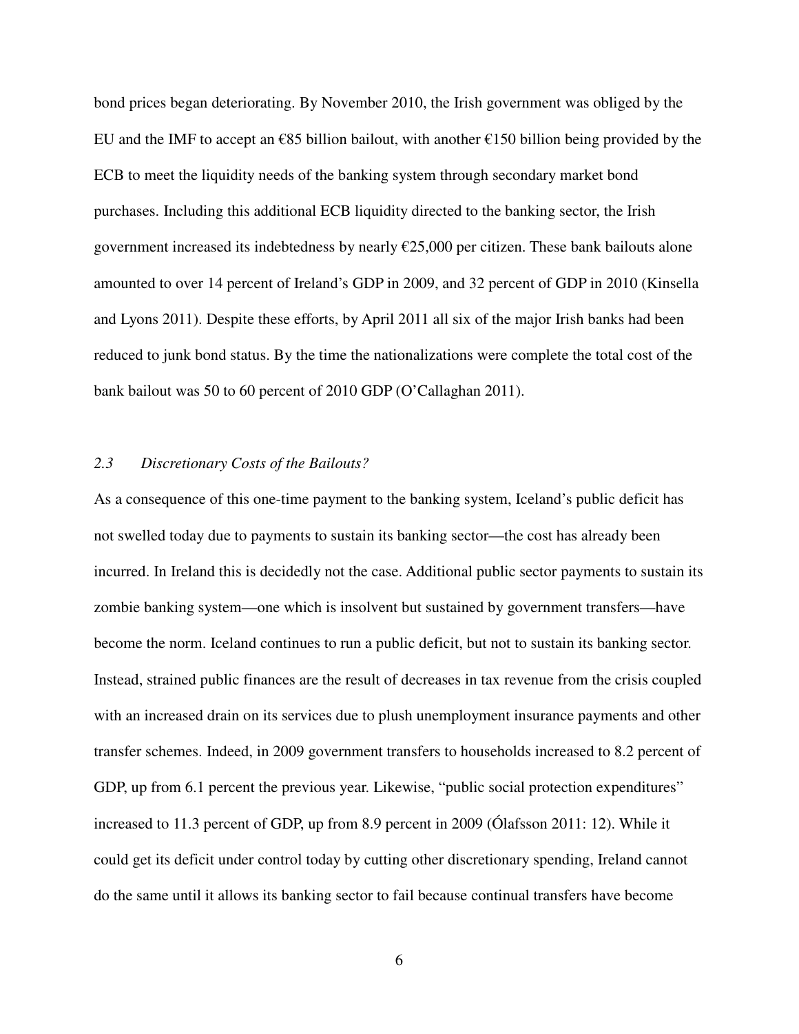bond prices began deteriorating. By November 2010, the Irish government was obliged by the EU and the IMF to accept an €85 billion bailout, with another €150 billion being provided by the ECB to meet the liquidity needs of the banking system through secondary market bond purchases. Including this additional ECB liquidity directed to the banking sector, the Irish government increased its indebtedness by nearly €25,000 per citizen. These bank bailouts alone amounted to over 14 percent of Ireland's GDP in 2009, and 32 percent of GDP in 2010 (Kinsella and Lyons 2011). Despite these efforts, by April 2011 all six of the major Irish banks had been reduced to junk bond status. By the time the nationalizations were complete the total cost of the bank bailout was 50 to 60 percent of 2010 GDP (O'Callaghan 2011).

### *2.3 Discretionary Costs of the Bailouts?*

As a consequence of this one-time payment to the banking system, Iceland's public deficit has not swelled today due to payments to sustain its banking sector—the cost has already been incurred. In Ireland this is decidedly not the case. Additional public sector payments to sustain its zombie banking system—one which is insolvent but sustained by government transfers—have become the norm. Iceland continues to run a public deficit, but not to sustain its banking sector. Instead, strained public finances are the result of decreases in tax revenue from the crisis coupled with an increased drain on its services due to plush unemployment insurance payments and other transfer schemes. Indeed, in 2009 government transfers to households increased to 8.2 percent of GDP, up from 6.1 percent the previous year. Likewise, "public social protection expenditures" increased to 11.3 percent of GDP, up from 8.9 percent in 2009 (Ólafsson 2011: 12). While it could get its deficit under control today by cutting other discretionary spending, Ireland cannot do the same until it allows its banking sector to fail because continual transfers have become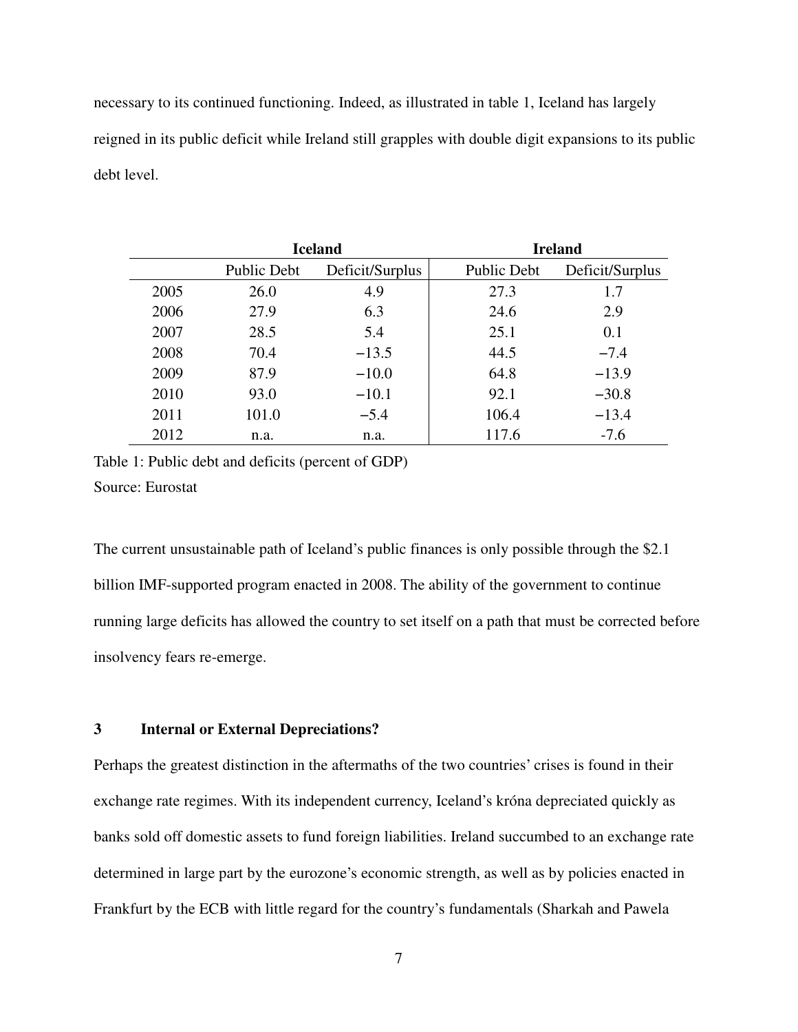necessary to its continued functioning. Indeed, as illustrated in table 1, Iceland has largely reigned in its public deficit while Ireland still grapples with double digit expansions to its public debt level.

| | **Iceland** | | **Ireland** | |
|---|---|---|---|---|
| | Public Debt | Deficit/Surplus | Public Debt | Deficit/Surplus |
| 2005 | 26.0 | 4.9 | 27.3 | 1.7 |
| 2006 | 27.9 | 6.3 | 24.6 | 2.9 |
| 2007 | 28.5 | 5.4 | 25.1 | 0.1 |
| 2008 | 70.4 | −13.5 | 44.5 | −7.4 |
| 2009 | 87.9 | −10.0 | 64.8 | −13.9 |
| 2010 | 93.0 | −10.1 | 92.1 | −30.8 |
| 2011 | 101.0 | −5.4 | 106.4 | −13.4 |
| 2012 | n.a. | n.a. | 117.6 | -7.6 |

Table 1: Public debt and deficits (percent of GDP)
Source: Eurostat

The current unsustainable path of Iceland's public finances is only possible through the $2.1 billion IMF-supported program enacted in 2008. The ability of the government to continue running large deficits has allowed the country to set itself on a path that must be corrected before insolvency fears re-emerge.

## 3 Internal or External Depreciations?

Perhaps the greatest distinction in the aftermaths of the two countries' crises is found in their exchange rate regimes. With its independent currency, Iceland's króna depreciated quickly as banks sold off domestic assets to fund foreign liabilities. Ireland succumbed to an exchange rate determined in large part by the eurozone's economic strength, as well as by policies enacted in Frankfurt by the ECB with little regard for the country's fundamentals (Sharkah and Pawela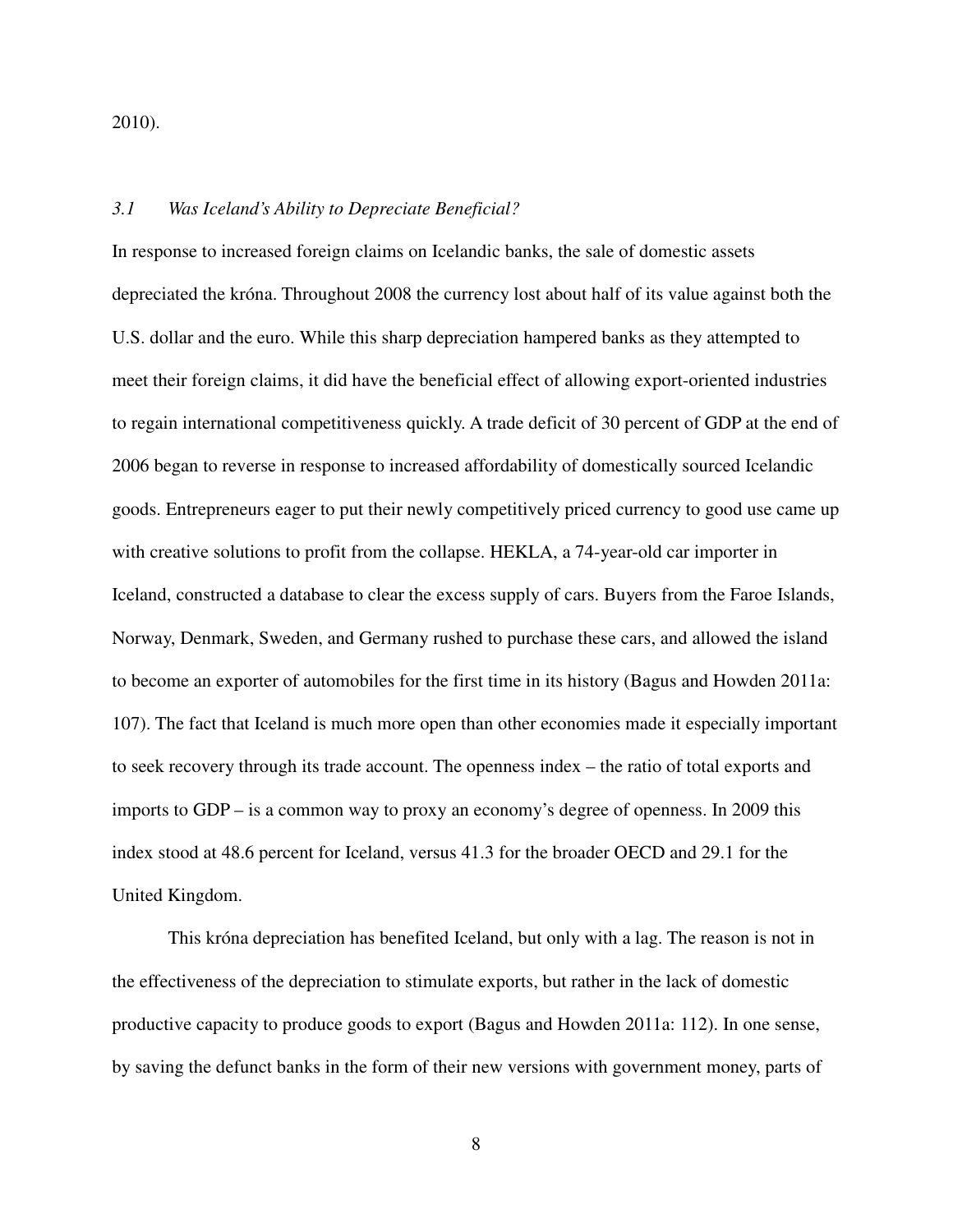2010).

### *3.1 Was Iceland's Ability to Depreciate Beneficial?*

In response to increased foreign claims on Icelandic banks, the sale of domestic assets depreciated the króna. Throughout 2008 the currency lost about half of its value against both the U.S. dollar and the euro. While this sharp depreciation hampered banks as they attempted to meet their foreign claims, it did have the beneficial effect of allowing export-oriented industries to regain international competitiveness quickly. A trade deficit of 30 percent of GDP at the end of 2006 began to reverse in response to increased affordability of domestically sourced Icelandic goods. Entrepreneurs eager to put their newly competitively priced currency to good use came up with creative solutions to profit from the collapse. HEKLA, a 74-year-old car importer in Iceland, constructed a database to clear the excess supply of cars. Buyers from the Faroe Islands, Norway, Denmark, Sweden, and Germany rushed to purchase these cars, and allowed the island to become an exporter of automobiles for the first time in its history (Bagus and Howden 2011a: 107). The fact that Iceland is much more open than other economies made it especially important to seek recovery through its trade account. The openness index – the ratio of total exports and imports to GDP – is a common way to proxy an economy's degree of openness. In 2009 this index stood at 48.6 percent for Iceland, versus 41.3 for the broader OECD and 29.1 for the United Kingdom.

This króna depreciation has benefited Iceland, but only with a lag. The reason is not in the effectiveness of the depreciation to stimulate exports, but rather in the lack of domestic productive capacity to produce goods to export (Bagus and Howden 2011a: 112). In one sense, by saving the defunct banks in the form of their new versions with government money, parts of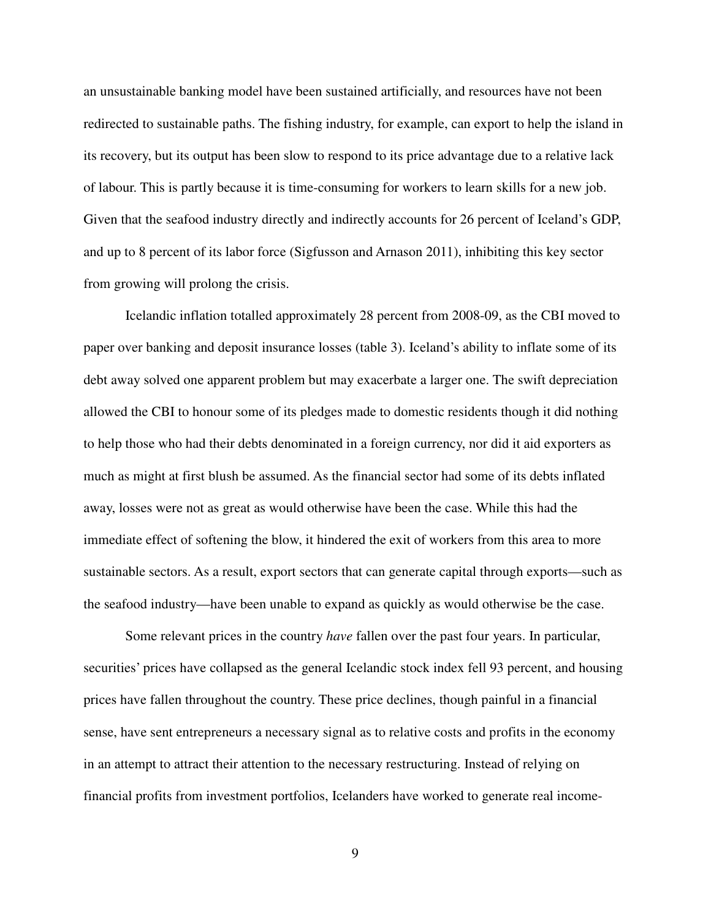an unsustainable banking model have been sustained artificially, and resources have not been redirected to sustainable paths. The fishing industry, for example, can export to help the island in its recovery, but its output has been slow to respond to its price advantage due to a relative lack of labour. This is partly because it is time-consuming for workers to learn skills for a new job. Given that the seafood industry directly and indirectly accounts for 26 percent of Iceland's GDP, and up to 8 percent of its labor force (Sigfusson and Arnason 2011), inhibiting this key sector from growing will prolong the crisis.

Icelandic inflation totalled approximately 28 percent from 2008-09, as the CBI moved to paper over banking and deposit insurance losses (table 3). Iceland's ability to inflate some of its debt away solved one apparent problem but may exacerbate a larger one. The swift depreciation allowed the CBI to honour some of its pledges made to domestic residents though it did nothing to help those who had their debts denominated in a foreign currency, nor did it aid exporters as much as might at first blush be assumed. As the financial sector had some of its debts inflated away, losses were not as great as would otherwise have been the case. While this had the immediate effect of softening the blow, it hindered the exit of workers from this area to more sustainable sectors. As a result, export sectors that can generate capital through exports—such as the seafood industry—have been unable to expand as quickly as would otherwise be the case.

Some relevant prices in the country *have* fallen over the past four years. In particular, securities' prices have collapsed as the general Icelandic stock index fell 93 percent, and housing prices have fallen throughout the country. These price declines, though painful in a financial sense, have sent entrepreneurs a necessary signal as to relative costs and profits in the economy in an attempt to attract their attention to the necessary restructuring. Instead of relying on financial profits from investment portfolios, Icelanders have worked to generate real income-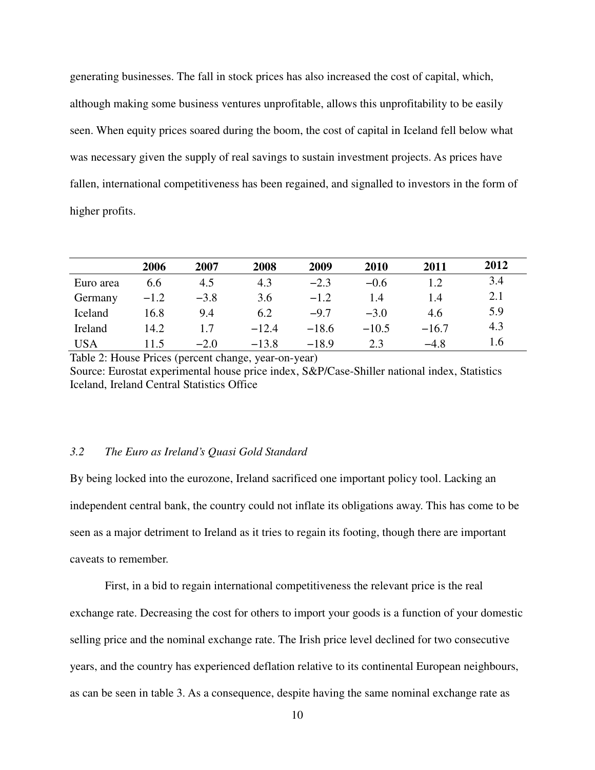generating businesses. The fall in stock prices has also increased the cost of capital, which, although making some business ventures unprofitable, allows this unprofitability to be easily seen. When equity prices soared during the boom, the cost of capital in Iceland fell below what was necessary given the supply of real savings to sustain investment projects. As prices have fallen, international competitiveness has been regained, and signalled to investors in the form of higher profits.

| | 2006 | 2007 | 2008 | 2009 | 2010 | 2011 | 2012 |
|---|---|---|---|---|---|---|---|
| Euro area | 6.6 | 4.5 | 4.3 | −2.3 | −0.6 | 1.2 | 3.4 |
| Germany | −1.2 | −3.8 | 3.6 | −1.2 | 1.4 | 1.4 | 2.1 |
| Iceland | 16.8 | 9.4 | 6.2 | −9.7 | −3.0 | 4.6 | 5.9 |
| Ireland | 14.2 | 1.7 | −12.4 | −18.6 | −10.5 | −16.7 | 4.3 |
| USA | 11.5 | −2.0 | −13.8 | −18.9 | 2.3 | −4.8 | 1.6 |

Table 2: House Prices (percent change, year-on-year)
Source: Eurostat experimental house price index, S&P/Case-Shiller national index, Statistics Iceland, Ireland Central Statistics Office

### *3.2 The Euro as Ireland's Quasi Gold Standard*

By being locked into the eurozone, Ireland sacrificed one important policy tool. Lacking an independent central bank, the country could not inflate its obligations away. This has come to be seen as a major detriment to Ireland as it tries to regain its footing, though there are important caveats to remember.

First, in a bid to regain international competitiveness the relevant price is the real exchange rate. Decreasing the cost for others to import your goods is a function of your domestic selling price and the nominal exchange rate. The Irish price level declined for two consecutive years, and the country has experienced deflation relative to its continental European neighbours, as can be seen in table 3. As a consequence, despite having the same nominal exchange rate as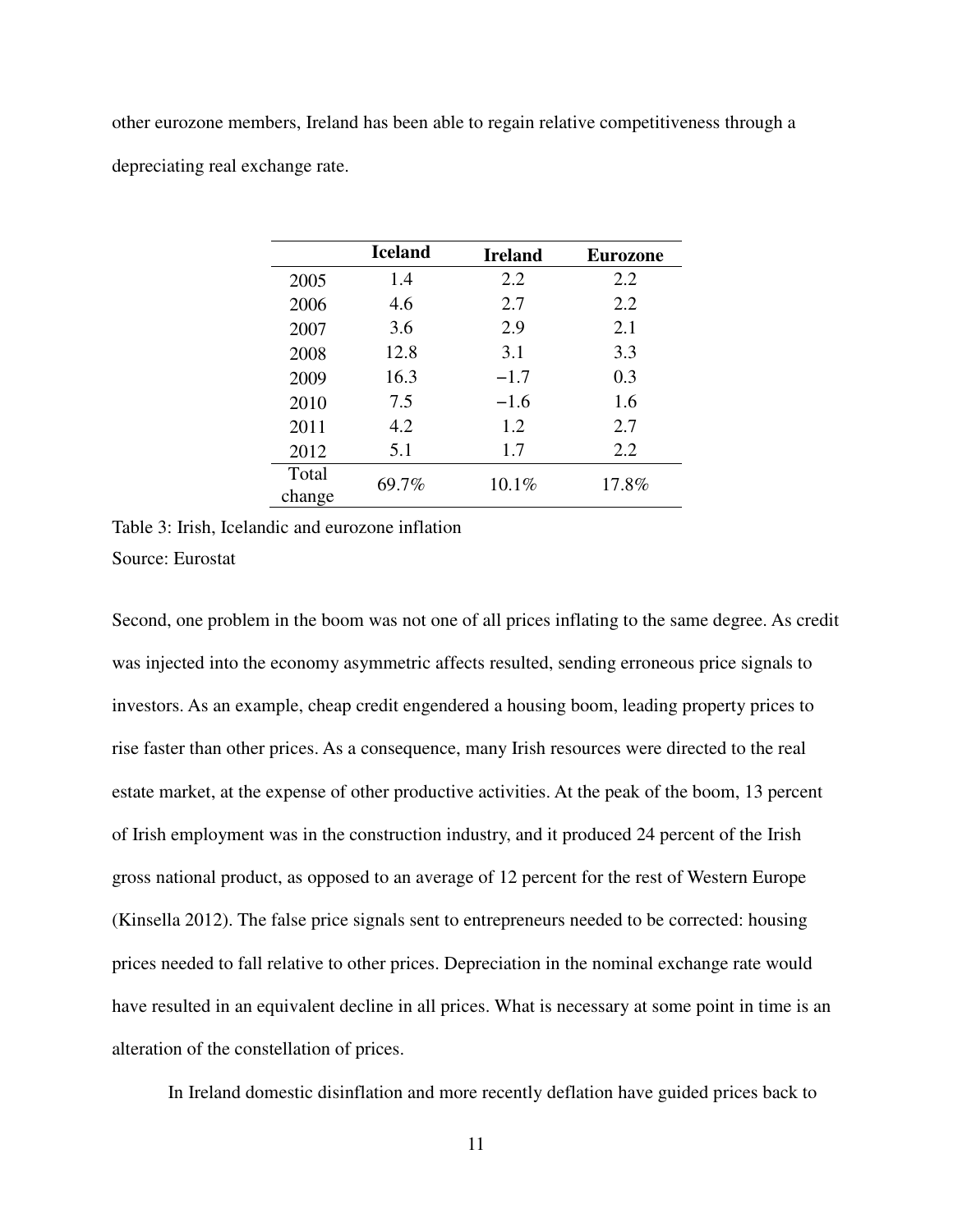other eurozone members, Ireland has been able to regain relative competitiveness through a depreciating real exchange rate.

| | **Iceland** | **Ireland** | **Eurozone** |
|---|---|---|---|
| 2005 | 1.4 | 2.2 | 2.2 |
| 2006 | 4.6 | 2.7 | 2.2 |
| 2007 | 3.6 | 2.9 | 2.1 |
| 2008 | 12.8 | 3.1 | 3.3 |
| 2009 | 16.3 | −1.7 | 0.3 |
| 2010 | 7.5 | −1.6 | 1.6 |
| 2011 | 4.2 | 1.2 | 2.7 |
| 2012 | 5.1 | 1.7 | 2.2 |
| Total change | 69.7% | 10.1% | 17.8% |

Table 3: Irish, Icelandic and eurozone inflation
Source: Eurostat

Second, one problem in the boom was not one of all prices inflating to the same degree. As credit was injected into the economy asymmetric affects resulted, sending erroneous price signals to investors. As an example, cheap credit engendered a housing boom, leading property prices to rise faster than other prices. As a consequence, many Irish resources were directed to the real estate market, at the expense of other productive activities. At the peak of the boom, 13 percent of Irish employment was in the construction industry, and it produced 24 percent of the Irish gross national product, as opposed to an average of 12 percent for the rest of Western Europe (Kinsella 2012). The false price signals sent to entrepreneurs needed to be corrected: housing prices needed to fall relative to other prices. Depreciation in the nominal exchange rate would have resulted in an equivalent decline in all prices. What is necessary at some point in time is an alteration of the constellation of prices.

In Ireland domestic disinflation and more recently deflation have guided prices back to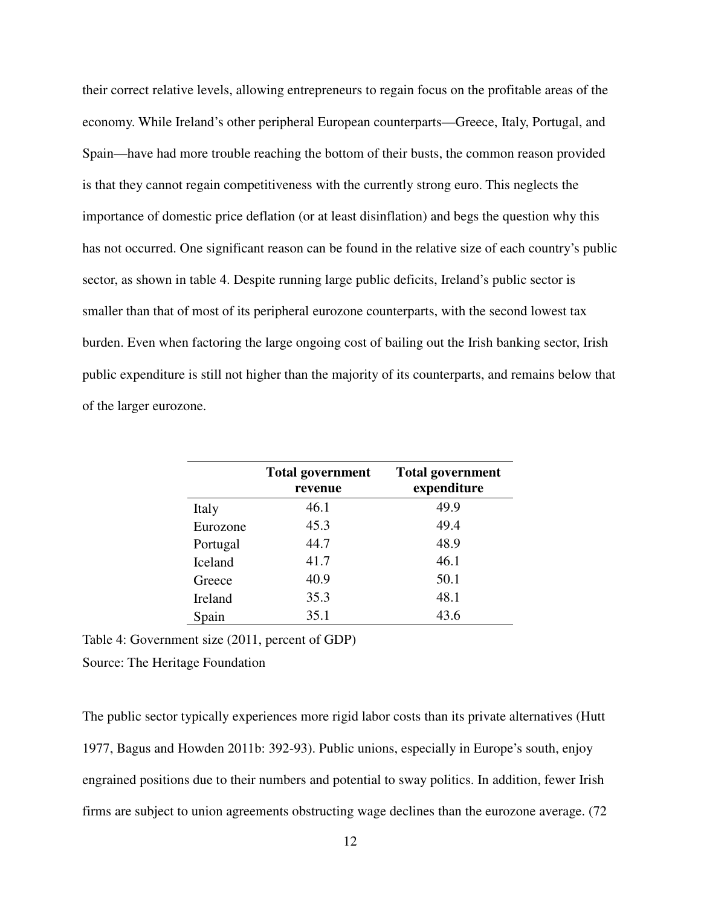their correct relative levels, allowing entrepreneurs to regain focus on the profitable areas of the economy. While Ireland's other peripheral European counterparts—Greece, Italy, Portugal, and Spain—have had more trouble reaching the bottom of their busts, the common reason provided is that they cannot regain competitiveness with the currently strong euro. This neglects the importance of domestic price deflation (or at least disinflation) and begs the question why this has not occurred. One significant reason can be found in the relative size of each country's public sector, as shown in table 4. Despite running large public deficits, Ireland's public sector is smaller than that of most of its peripheral eurozone counterparts, with the second lowest tax burden. Even when factoring the large ongoing cost of bailing out the Irish banking sector, Irish public expenditure is still not higher than the majority of its counterparts, and remains below that of the larger eurozone.

| | **Total government revenue** | **Total government expenditure** |
|---|---|---|
| Italy | 46.1 | 49.9 |
| Eurozone | 45.3 | 49.4 |
| Portugal | 44.7 | 48.9 |
| Iceland | 41.7 | 46.1 |
| Greece | 40.9 | 50.1 |
| Ireland | 35.3 | 48.1 |
| Spain | 35.1 | 43.6 |

Table 4: Government size (2011, percent of GDP)

Source: The Heritage Foundation

The public sector typically experiences more rigid labor costs than its private alternatives (Hutt 1977, Bagus and Howden 2011b: 392-93). Public unions, especially in Europe's south, enjoy engrained positions due to their numbers and potential to sway politics. In addition, fewer Irish firms are subject to union agreements obstructing wage declines than the eurozone average. (72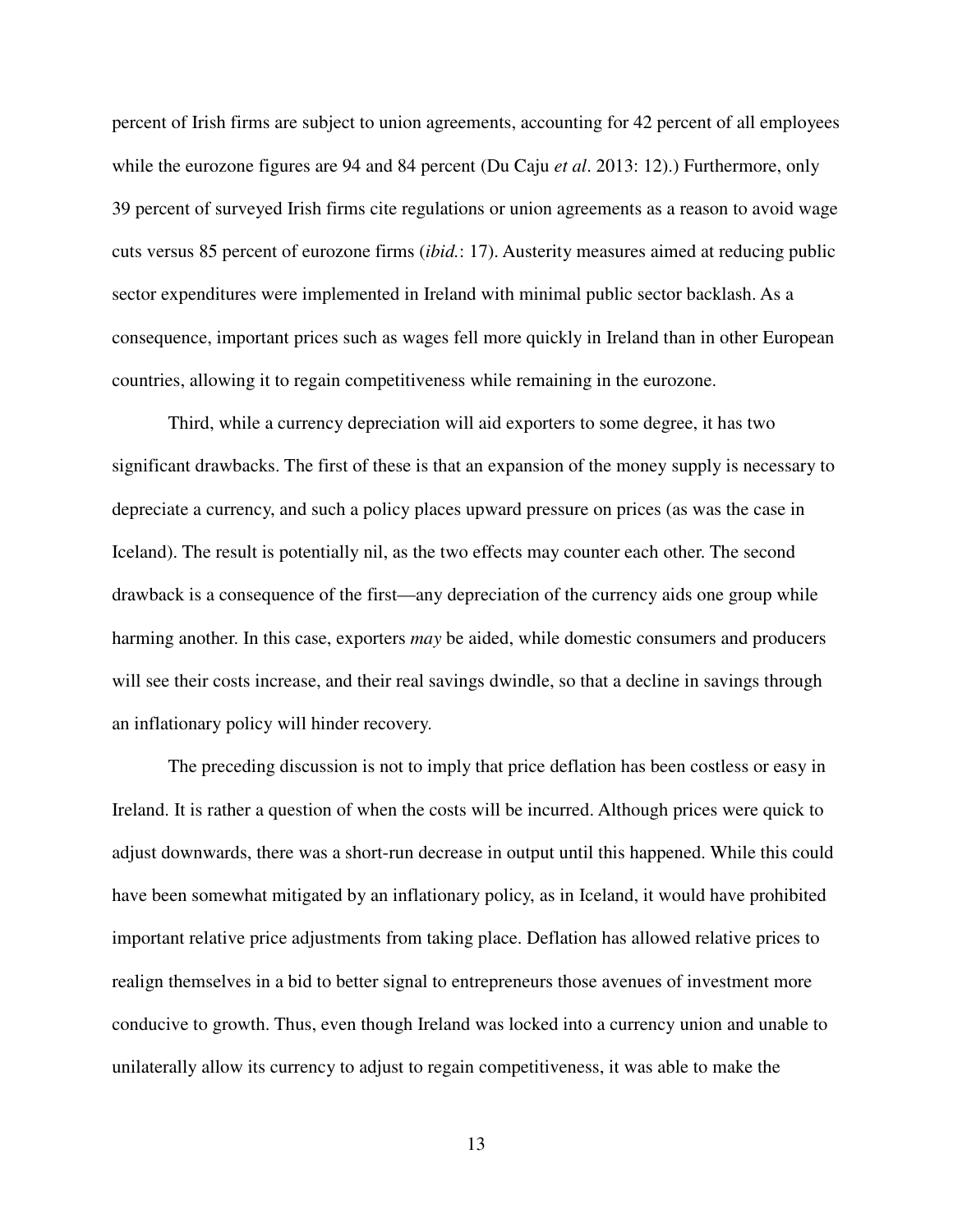percent of Irish firms are subject to union agreements, accounting for 42 percent of all employees while the eurozone figures are 94 and 84 percent (Du Caju *et al*. 2013: 12).) Furthermore, only 39 percent of surveyed Irish firms cite regulations or union agreements as a reason to avoid wage cuts versus 85 percent of eurozone firms (*ibid.*: 17). Austerity measures aimed at reducing public sector expenditures were implemented in Ireland with minimal public sector backlash. As a consequence, important prices such as wages fell more quickly in Ireland than in other European countries, allowing it to regain competitiveness while remaining in the eurozone.

Third, while a currency depreciation will aid exporters to some degree, it has two significant drawbacks. The first of these is that an expansion of the money supply is necessary to depreciate a currency, and such a policy places upward pressure on prices (as was the case in Iceland). The result is potentially nil, as the two effects may counter each other. The second drawback is a consequence of the first—any depreciation of the currency aids one group while harming another. In this case, exporters *may* be aided, while domestic consumers and producers will see their costs increase, and their real savings dwindle, so that a decline in savings through an inflationary policy will hinder recovery.

The preceding discussion is not to imply that price deflation has been costless or easy in Ireland. It is rather a question of when the costs will be incurred. Although prices were quick to adjust downwards, there was a short-run decrease in output until this happened. While this could have been somewhat mitigated by an inflationary policy, as in Iceland, it would have prohibited important relative price adjustments from taking place. Deflation has allowed relative prices to realign themselves in a bid to better signal to entrepreneurs those avenues of investment more conducive to growth. Thus, even though Ireland was locked into a currency union and unable to unilaterally allow its currency to adjust to regain competitiveness, it was able to make the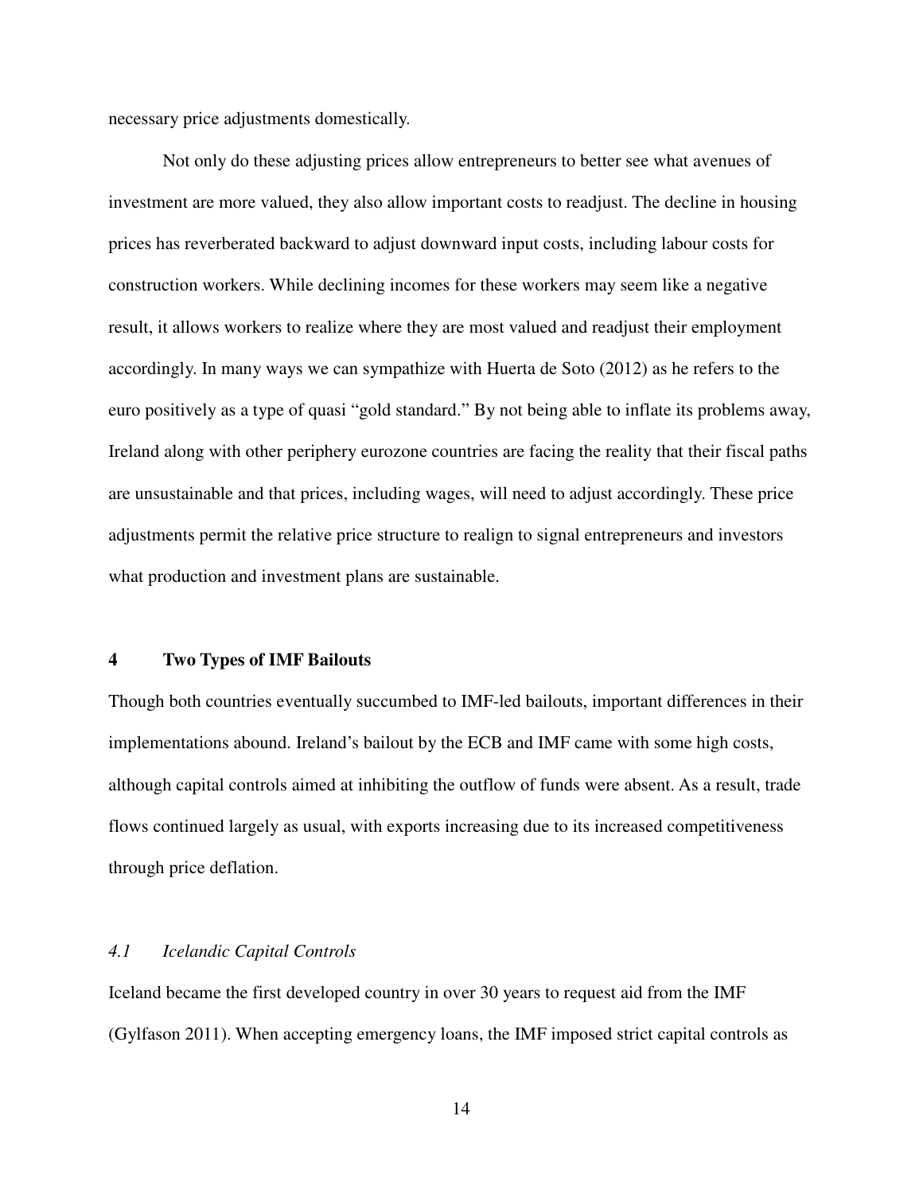necessary price adjustments domestically.

Not only do these adjusting prices allow entrepreneurs to better see what avenues of investment are more valued, they also allow important costs to readjust. The decline in housing prices has reverberated backward to adjust downward input costs, including labour costs for construction workers. While declining incomes for these workers may seem like a negative result, it allows workers to realize where they are most valued and readjust their employment accordingly. In many ways we can sympathize with Huerta de Soto (2012) as he refers to the euro positively as a type of quasi "gold standard." By not being able to inflate its problems away, Ireland along with other periphery eurozone countries are facing the reality that their fiscal paths are unsustainable and that prices, including wages, will need to adjust accordingly. These price adjustments permit the relative price structure to realign to signal entrepreneurs and investors what production and investment plans are sustainable.

## 4 Two Types of IMF Bailouts

Though both countries eventually succumbed to IMF-led bailouts, important differences in their implementations abound. Ireland's bailout by the ECB and IMF came with some high costs, although capital controls aimed at inhibiting the outflow of funds were absent. As a result, trade flows continued largely as usual, with exports increasing due to its increased competitiveness through price deflation.

### *4.1 Icelandic Capital Controls*

Iceland became the first developed country in over 30 years to request aid from the IMF (Gylfason 2011). When accepting emergency loans, the IMF imposed strict capital controls as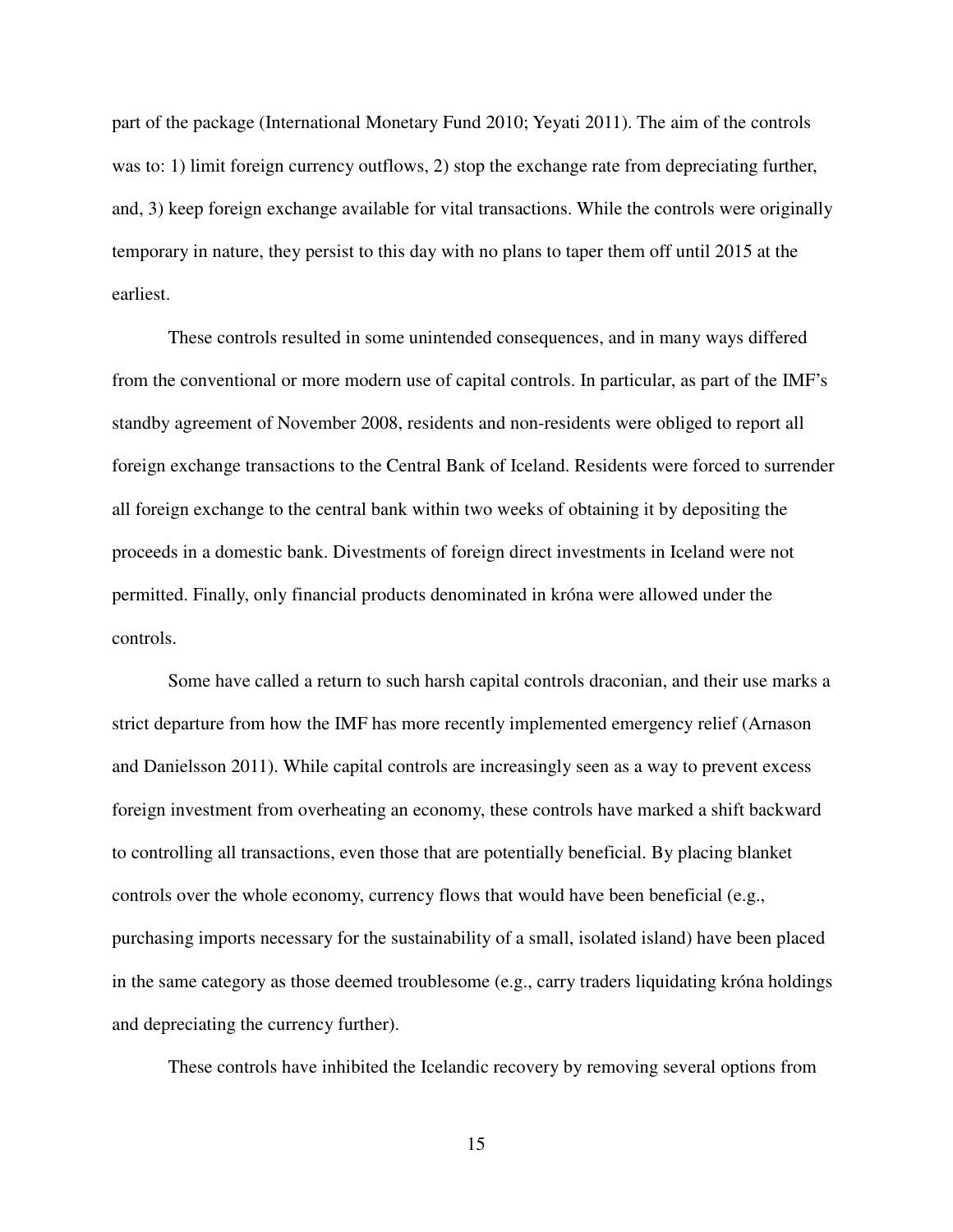part of the package (International Monetary Fund 2010; Yeyati 2011). The aim of the controls was to: 1) limit foreign currency outflows, 2) stop the exchange rate from depreciating further, and, 3) keep foreign exchange available for vital transactions. While the controls were originally temporary in nature, they persist to this day with no plans to taper them off until 2015 at the earliest.

These controls resulted in some unintended consequences, and in many ways differed from the conventional or more modern use of capital controls. In particular, as part of the IMF's standby agreement of November 2008, residents and non-residents were obliged to report all foreign exchange transactions to the Central Bank of Iceland. Residents were forced to surrender all foreign exchange to the central bank within two weeks of obtaining it by depositing the proceeds in a domestic bank. Divestments of foreign direct investments in Iceland were not permitted. Finally, only financial products denominated in króna were allowed under the controls.

Some have called a return to such harsh capital controls draconian, and their use marks a strict departure from how the IMF has more recently implemented emergency relief (Arnason and Danielsson 2011). While capital controls are increasingly seen as a way to prevent excess foreign investment from overheating an economy, these controls have marked a shift backward to controlling all transactions, even those that are potentially beneficial. By placing blanket controls over the whole economy, currency flows that would have been beneficial (e.g., purchasing imports necessary for the sustainability of a small, isolated island) have been placed in the same category as those deemed troublesome (e.g., carry traders liquidating króna holdings and depreciating the currency further).

These controls have inhibited the Icelandic recovery by removing several options from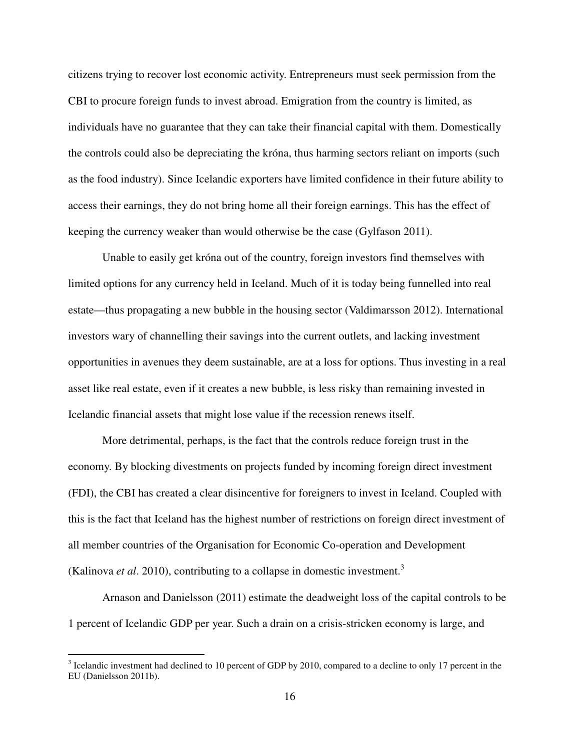citizens trying to recover lost economic activity. Entrepreneurs must seek permission from the CBI to procure foreign funds to invest abroad. Emigration from the country is limited, as individuals have no guarantee that they can take their financial capital with them. Domestically the controls could also be depreciating the króna, thus harming sectors reliant on imports (such as the food industry). Since Icelandic exporters have limited confidence in their future ability to access their earnings, they do not bring home all their foreign earnings. This has the effect of keeping the currency weaker than would otherwise be the case (Gylfason 2011).

Unable to easily get króna out of the country, foreign investors find themselves with limited options for any currency held in Iceland. Much of it is today being funnelled into real estate—thus propagating a new bubble in the housing sector (Valdimarsson 2012). International investors wary of channelling their savings into the current outlets, and lacking investment opportunities in avenues they deem sustainable, are at a loss for options. Thus investing in a real asset like real estate, even if it creates a new bubble, is less risky than remaining invested in Icelandic financial assets that might lose value if the recession renews itself.

More detrimental, perhaps, is the fact that the controls reduce foreign trust in the economy. By blocking divestments on projects funded by incoming foreign direct investment (FDI), the CBI has created a clear disincentive for foreigners to invest in Iceland. Coupled with this is the fact that Iceland has the highest number of restrictions on foreign direct investment of all member countries of the Organisation for Economic Co-operation and Development (Kalinova *et al*. 2010), contributing to a collapse in domestic investment.[3]

Arnason and Danielsson (2011) estimate the deadweight loss of the capital controls to be 1 percent of Icelandic GDP per year. Such a drain on a crisis-stricken economy is large, and

[3] Icelandic investment had declined to 10 percent of GDP by 2010, compared to a decline to only 17 percent in the EU (Danielsson 2011b).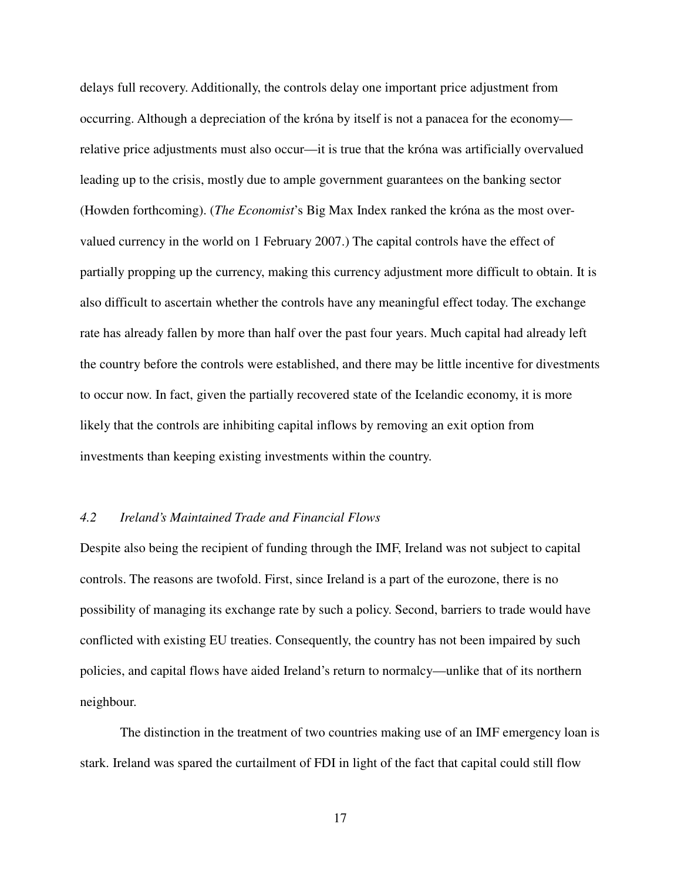delays full recovery. Additionally, the controls delay one important price adjustment from occurring. Although a depreciation of the króna by itself is not a panacea for the economy—relative price adjustments must also occur—it is true that the króna was artificially overvalued leading up to the crisis, mostly due to ample government guarantees on the banking sector (Howden forthcoming). (*The Economist*'s Big Max Index ranked the króna as the most over-valued currency in the world on 1 February 2007.) The capital controls have the effect of partially propping up the currency, making this currency adjustment more difficult to obtain. It is also difficult to ascertain whether the controls have any meaningful effect today. The exchange rate has already fallen by more than half over the past four years. Much capital had already left the country before the controls were established, and there may be little incentive for divestments to occur now. In fact, given the partially recovered state of the Icelandic economy, it is more likely that the controls are inhibiting capital inflows by removing an exit option from investments than keeping existing investments within the country.

### *4.2 Ireland's Maintained Trade and Financial Flows*

Despite also being the recipient of funding through the IMF, Ireland was not subject to capital controls. The reasons are twofold. First, since Ireland is a part of the eurozone, there is no possibility of managing its exchange rate by such a policy. Second, barriers to trade would have conflicted with existing EU treaties. Consequently, the country has not been impaired by such policies, and capital flows have aided Ireland's return to normalcy—unlike that of its northern neighbour.

The distinction in the treatment of two countries making use of an IMF emergency loan is stark. Ireland was spared the curtailment of FDI in light of the fact that capital could still flow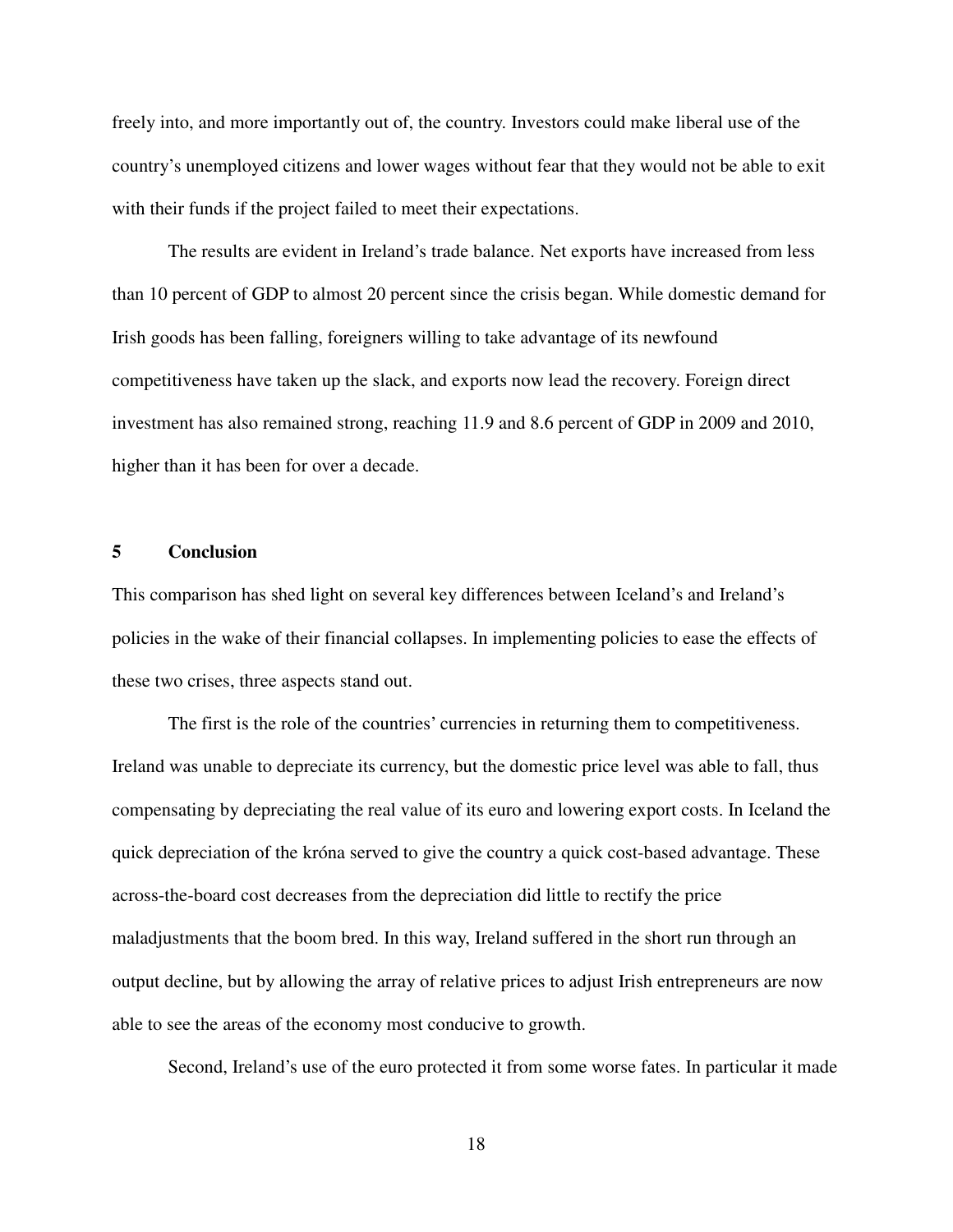freely into, and more importantly out of, the country. Investors could make liberal use of the country's unemployed citizens and lower wages without fear that they would not be able to exit with their funds if the project failed to meet their expectations.

The results are evident in Ireland's trade balance. Net exports have increased from less than 10 percent of GDP to almost 20 percent since the crisis began. While domestic demand for Irish goods has been falling, foreigners willing to take advantage of its newfound competitiveness have taken up the slack, and exports now lead the recovery. Foreign direct investment has also remained strong, reaching 11.9 and 8.6 percent of GDP in 2009 and 2010, higher than it has been for over a decade.

## 5 Conclusion

This comparison has shed light on several key differences between Iceland's and Ireland's policies in the wake of their financial collapses. In implementing policies to ease the effects of these two crises, three aspects stand out.

The first is the role of the countries' currencies in returning them to competitiveness. Ireland was unable to depreciate its currency, but the domestic price level was able to fall, thus compensating by depreciating the real value of its euro and lowering export costs. In Iceland the quick depreciation of the króna served to give the country a quick cost-based advantage. These across-the-board cost decreases from the depreciation did little to rectify the price maladjustments that the boom bred. In this way, Ireland suffered in the short run through an output decline, but by allowing the array of relative prices to adjust Irish entrepreneurs are now able to see the areas of the economy most conducive to growth.

Second, Ireland's use of the euro protected it from some worse fates. In particular it made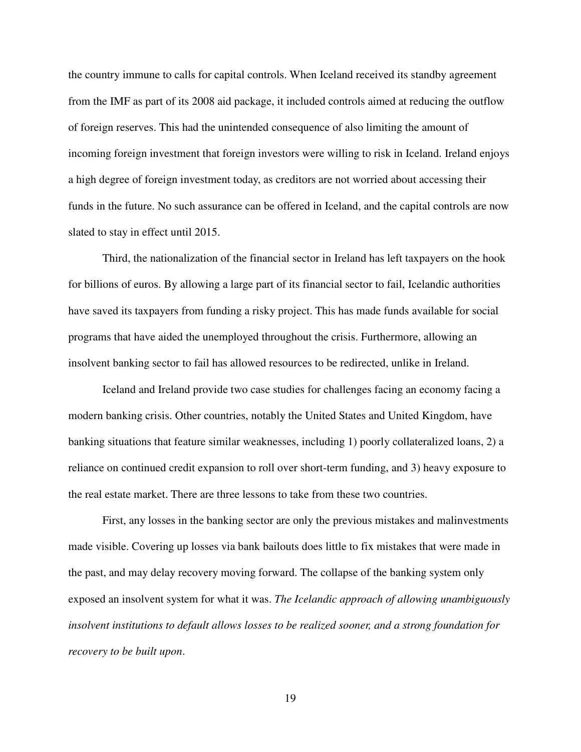the country immune to calls for capital controls. When Iceland received its standby agreement from the IMF as part of its 2008 aid package, it included controls aimed at reducing the outflow of foreign reserves. This had the unintended consequence of also limiting the amount of incoming foreign investment that foreign investors were willing to risk in Iceland. Ireland enjoys a high degree of foreign investment today, as creditors are not worried about accessing their funds in the future. No such assurance can be offered in Iceland, and the capital controls are now slated to stay in effect until 2015.

Third, the nationalization of the financial sector in Ireland has left taxpayers on the hook for billions of euros. By allowing a large part of its financial sector to fail, Icelandic authorities have saved its taxpayers from funding a risky project. This has made funds available for social programs that have aided the unemployed throughout the crisis. Furthermore, allowing an insolvent banking sector to fail has allowed resources to be redirected, unlike in Ireland.

Iceland and Ireland provide two case studies for challenges facing an economy facing a modern banking crisis. Other countries, notably the United States and United Kingdom, have banking situations that feature similar weaknesses, including 1) poorly collateralized loans, 2) a reliance on continued credit expansion to roll over short-term funding, and 3) heavy exposure to the real estate market. There are three lessons to take from these two countries.

First, any losses in the banking sector are only the previous mistakes and malinvestments made visible. Covering up losses via bank bailouts does little to fix mistakes that were made in the past, and may delay recovery moving forward. The collapse of the banking system only exposed an insolvent system for what it was. *The Icelandic approach of allowing unambiguously insolvent institutions to default allows losses to be realized sooner, and a strong foundation for recovery to be built upon*.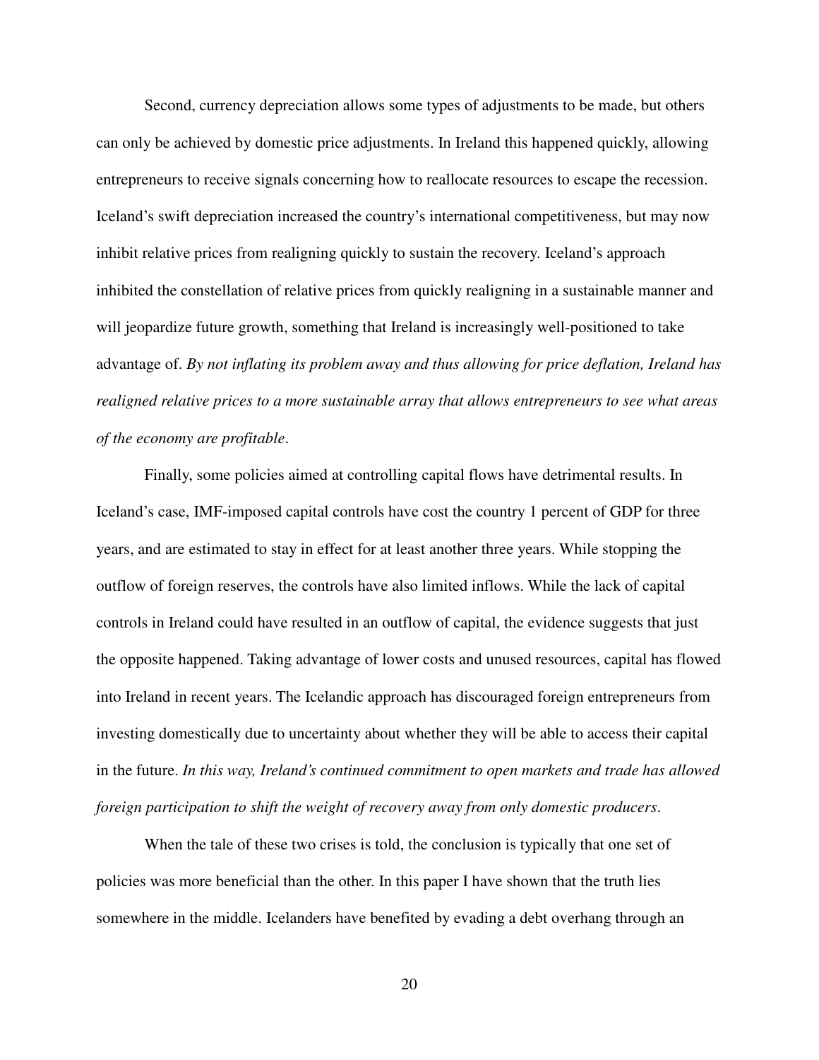Second, currency depreciation allows some types of adjustments to be made, but others can only be achieved by domestic price adjustments. In Ireland this happened quickly, allowing entrepreneurs to receive signals concerning how to reallocate resources to escape the recession. Iceland's swift depreciation increased the country's international competitiveness, but may now inhibit relative prices from realigning quickly to sustain the recovery. Iceland's approach inhibited the constellation of relative prices from quickly realigning in a sustainable manner and will jeopardize future growth, something that Ireland is increasingly well-positioned to take advantage of. *By not inflating its problem away and thus allowing for price deflation, Ireland has realigned relative prices to a more sustainable array that allows entrepreneurs to see what areas of the economy are profitable*.

Finally, some policies aimed at controlling capital flows have detrimental results. In Iceland's case, IMF-imposed capital controls have cost the country 1 percent of GDP for three years, and are estimated to stay in effect for at least another three years. While stopping the outflow of foreign reserves, the controls have also limited inflows. While the lack of capital controls in Ireland could have resulted in an outflow of capital, the evidence suggests that just the opposite happened. Taking advantage of lower costs and unused resources, capital has flowed into Ireland in recent years. The Icelandic approach has discouraged foreign entrepreneurs from investing domestically due to uncertainty about whether they will be able to access their capital in the future. *In this way, Ireland's continued commitment to open markets and trade has allowed foreign participation to shift the weight of recovery away from only domestic producers*.

When the tale of these two crises is told, the conclusion is typically that one set of policies was more beneficial than the other. In this paper I have shown that the truth lies somewhere in the middle. Icelanders have benefited by evading a debt overhang through an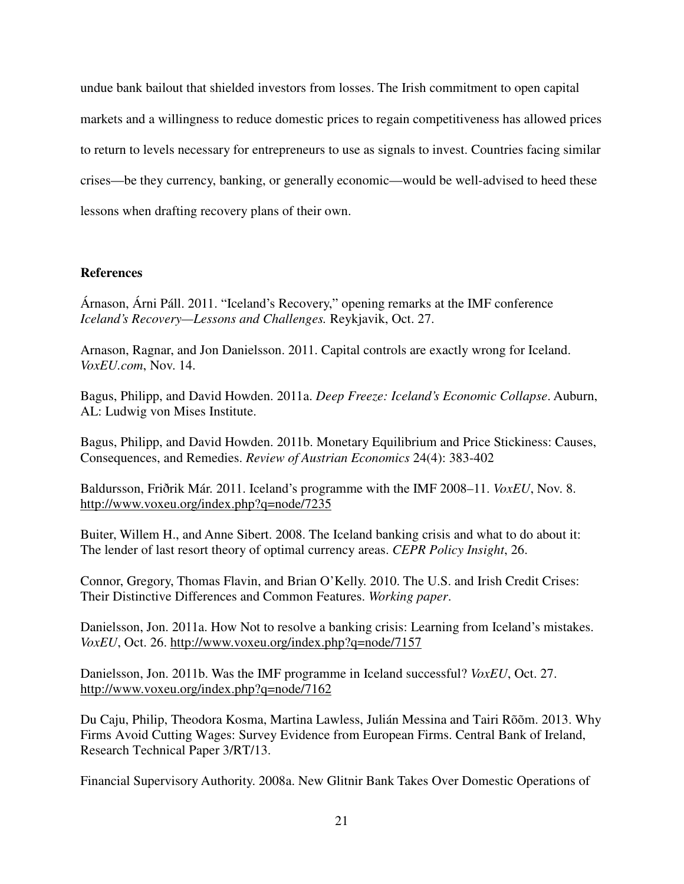undue bank bailout that shielded investors from losses. The Irish commitment to open capital markets and a willingness to reduce domestic prices to regain competitiveness has allowed prices to return to levels necessary for entrepreneurs to use as signals to invest. Countries facing similar crises—be they currency, banking, or generally economic—would be well-advised to heed these lessons when drafting recovery plans of their own.

**References**

Árnason, Árni Páll. 2011. "Iceland's Recovery," opening remarks at the IMF conference *Iceland's Recovery—Lessons and Challenges.* Reykjavik, Oct. 27.

Arnason, Ragnar, and Jon Danielsson. 2011. Capital controls are exactly wrong for Iceland. *VoxEU.com*, Nov. 14.

Bagus, Philipp, and David Howden. 2011a. *Deep Freeze: Iceland's Economic Collapse*. Auburn, AL: Ludwig von Mises Institute.

Bagus, Philipp, and David Howden. 2011b. Monetary Equilibrium and Price Stickiness: Causes, Consequences, and Remedies. *Review of Austrian Economics* 24(4): 383-402

Baldursson, Friðrik Már. 2011. Iceland's programme with the IMF 2008–11. *VoxEU*, Nov. 8. http://www.voxeu.org/index.php?q=node/7235

Buiter, Willem H., and Anne Sibert. 2008. The Iceland banking crisis and what to do about it: The lender of last resort theory of optimal currency areas. *CEPR Policy Insight*, 26.

Connor, Gregory, Thomas Flavin, and Brian O'Kelly. 2010. The U.S. and Irish Credit Crises: Their Distinctive Differences and Common Features. *Working paper*.

Danielsson, Jon. 2011a. How Not to resolve a banking crisis: Learning from Iceland's mistakes. *VoxEU*, Oct. 26. http://www.voxeu.org/index.php?q=node/7157

Danielsson, Jon. 2011b. Was the IMF programme in Iceland successful? *VoxEU*, Oct. 27. http://www.voxeu.org/index.php?q=node/7162

Du Caju, Philip, Theodora Kosma, Martina Lawless, Julián Messina and Tairi Rõõm. 2013. Why Firms Avoid Cutting Wages: Survey Evidence from European Firms. Central Bank of Ireland, Research Technical Paper 3/RT/13.

Financial Supervisory Authority. 2008a. New Glitnir Bank Takes Over Domestic Operations of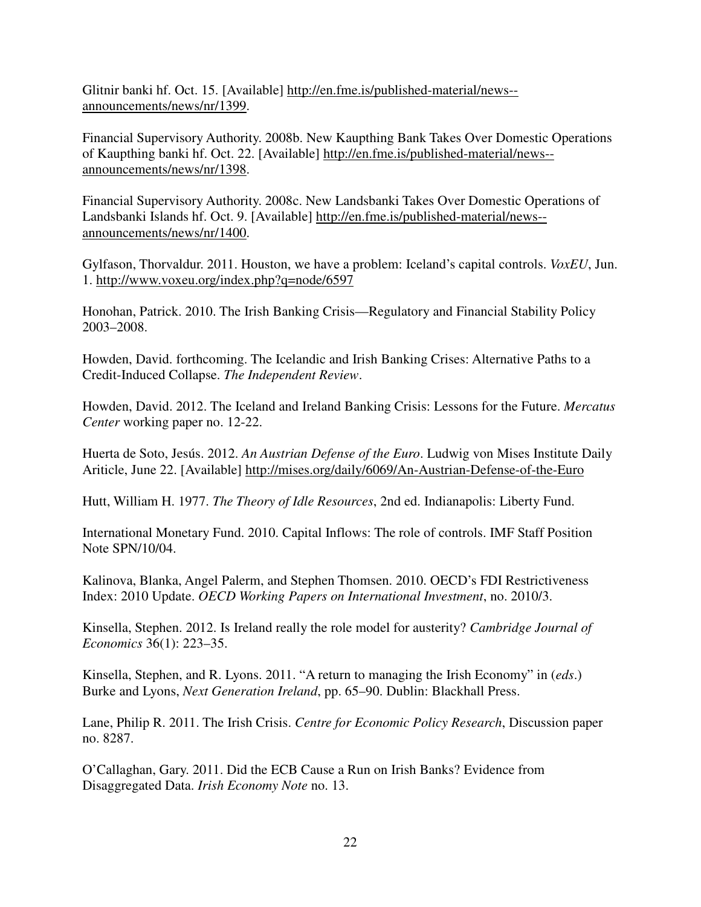Glitnir banki hf. Oct. 15. [Available] http://en.fme.is/published-material/news--announcements/news/nr/1399.

Financial Supervisory Authority. 2008b. New Kaupthing Bank Takes Over Domestic Operations of Kaupthing banki hf. Oct. 22. [Available] http://en.fme.is/published-material/news--announcements/news/nr/1398.

Financial Supervisory Authority. 2008c. New Landsbanki Takes Over Domestic Operations of Landsbanki Islands hf. Oct. 9. [Available] http://en.fme.is/published-material/news--announcements/news/nr/1400.

Gylfason, Thorvaldur. 2011. Houston, we have a problem: Iceland's capital controls. *VoxEU*, Jun. 1. http://www.voxeu.org/index.php?q=node/6597

Honohan, Patrick. 2010. The Irish Banking Crisis—Regulatory and Financial Stability Policy 2003–2008.

Howden, David. forthcoming. The Icelandic and Irish Banking Crises: Alternative Paths to a Credit-Induced Collapse. *The Independent Review*.

Howden, David. 2012. The Iceland and Ireland Banking Crisis: Lessons for the Future. *Mercatus Center* working paper no. 12-22.

Huerta de Soto, Jesús. 2012. *An Austrian Defense of the Euro*. Ludwig von Mises Institute Daily Ariticle, June 22. [Available] http://mises.org/daily/6069/An-Austrian-Defense-of-the-Euro

Hutt, William H. 1977. *The Theory of Idle Resources*, 2nd ed. Indianapolis: Liberty Fund.

International Monetary Fund. 2010. Capital Inflows: The role of controls. IMF Staff Position Note SPN/10/04.

Kalinova, Blanka, Angel Palerm, and Stephen Thomsen. 2010. OECD's FDI Restrictiveness Index: 2010 Update. *OECD Working Papers on International Investment*, no. 2010/3.

Kinsella, Stephen. 2012. Is Ireland really the role model for austerity? *Cambridge Journal of Economics* 36(1): 223–35.

Kinsella, Stephen, and R. Lyons. 2011. "A return to managing the Irish Economy" in (*eds*.) Burke and Lyons, *Next Generation Ireland*, pp. 65–90. Dublin: Blackhall Press.

Lane, Philip R. 2011. The Irish Crisis. *Centre for Economic Policy Research*, Discussion paper no. 8287.

O'Callaghan, Gary. 2011. Did the ECB Cause a Run on Irish Banks? Evidence from Disaggregated Data. *Irish Economy Note* no. 13.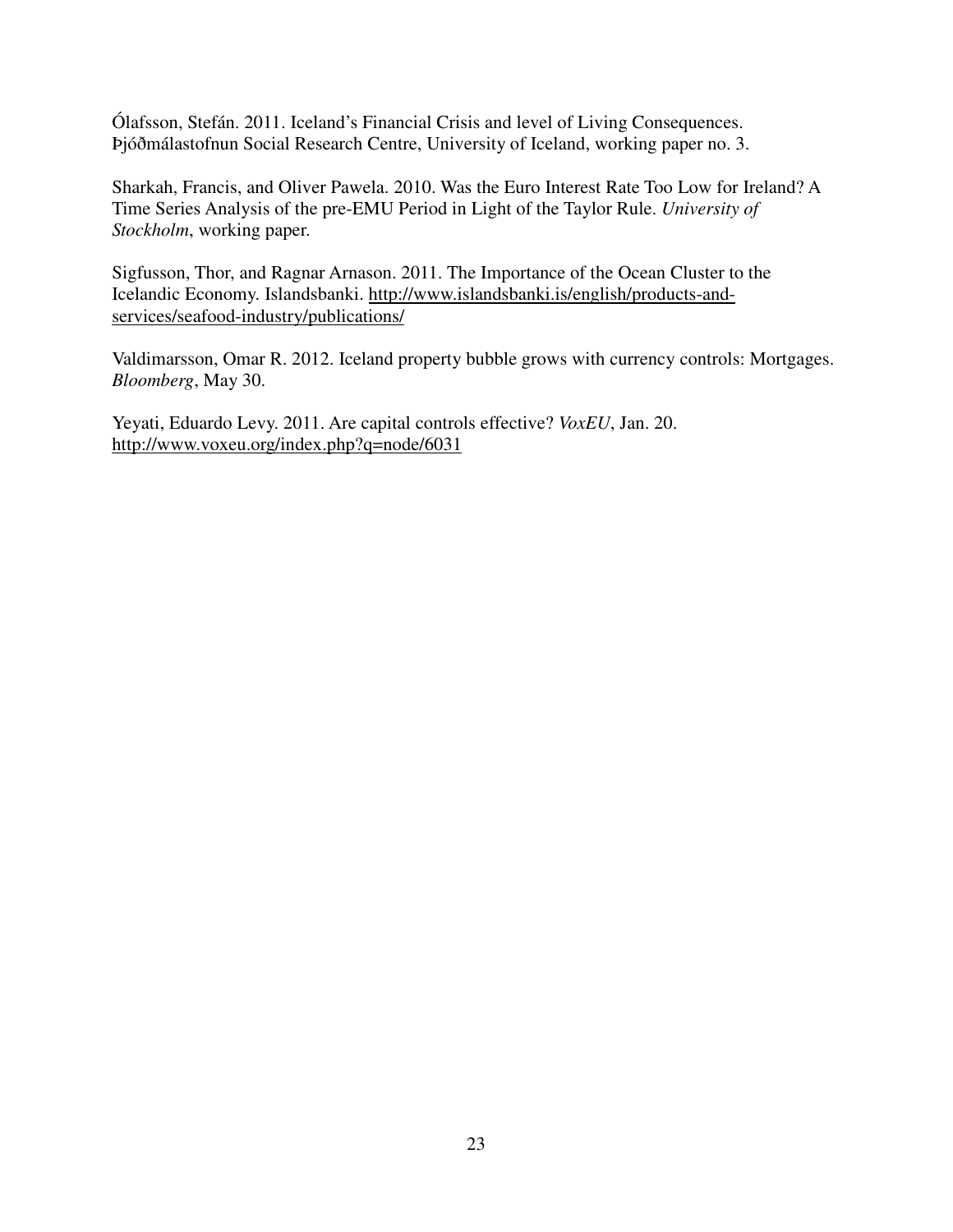Ólafsson, Stefán. 2011. Iceland's Financial Crisis and level of Living Consequences. Þjóðmálastofnun Social Research Centre, University of Iceland, working paper no. 3.

Sharkah, Francis, and Oliver Pawela. 2010. Was the Euro Interest Rate Too Low for Ireland? A Time Series Analysis of the pre-EMU Period in Light of the Taylor Rule. *University of Stockholm*, working paper.

Sigfusson, Thor, and Ragnar Arnason. 2011. The Importance of the Ocean Cluster to the Icelandic Economy. Islandsbanki. http://www.islandsbanki.is/english/products-and-services/seafood-industry/publications/

Valdimarsson, Omar R. 2012. Iceland property bubble grows with currency controls: Mortgages. *Bloomberg*, May 30.

Yeyati, Eduardo Levy. 2011. Are capital controls effective? *VoxEU*, Jan. 20. http://www.voxeu.org/index.php?q=node/6031